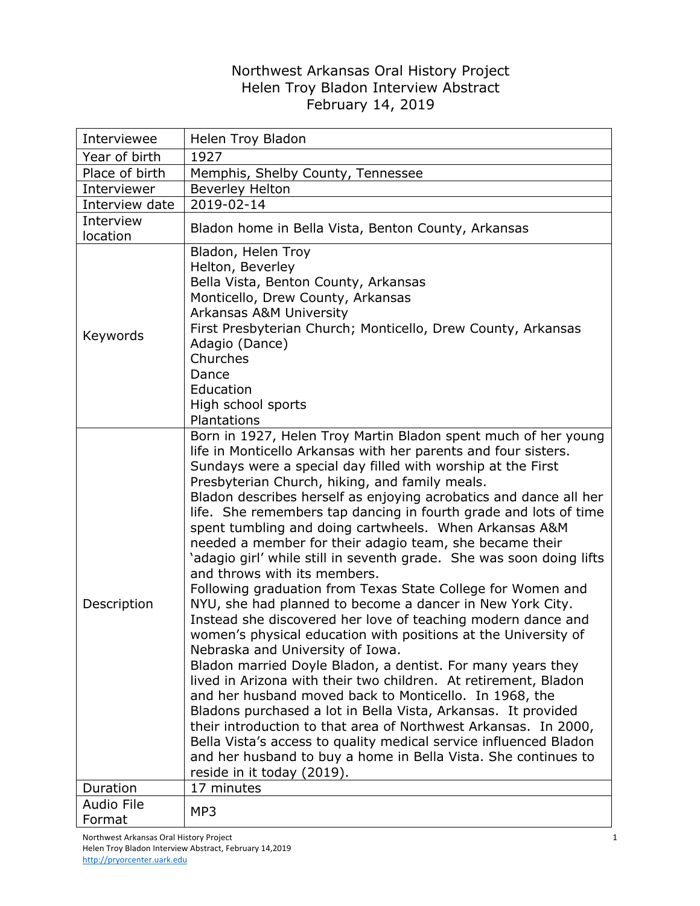# Northwest Arkansas Oral History Project
## Helen Troy Bladon Interview Abstract
### February 14, 2019

| Field | Details |
|---|---|
| Interviewee | Helen Troy Bladon |
| Year of birth | 1927 |
| Place of birth | Memphis, Shelby County, Tennessee |
| Interviewer | Beverley Helton |
| Interview date | 2019-02-14 |
| Interview location | Bladon home in Bella Vista, Benton County, Arkansas |
| Keywords | Bladon, Helen Troy<br>Helton, Beverley<br>Bella Vista, Benton County, Arkansas<br>Monticello, Drew County, Arkansas<br>Arkansas A&M University<br>First Presbyterian Church; Monticello, Drew County, Arkansas<br>Adagio (Dance)<br>Churches<br>Dance<br>Education<br>High school sports<br>Plantations |
| Description | Born in 1927, Helen Troy Martin Bladon spent much of her young life in Monticello Arkansas with her parents and four sisters. Sundays were a special day filled with worship at the First Presbyterian Church, hiking, and family meals.<br>Bladon describes herself as enjoying acrobatics and dance all her life. She remembers tap dancing in fourth grade and lots of time spent tumbling and doing cartwheels. When Arkansas A&M needed a member for their adagio team, she became their 'adagio girl' while still in seventh grade. She was soon doing lifts and throws with its members.<br>Following graduation from Texas State College for Women and NYU, she had planned to become a dancer in New York City. Instead she discovered her love of teaching modern dance and women's physical education with positions at the University of Nebraska and University of Iowa.<br>Bladon married Doyle Bladon, a dentist. For many years they lived in Arizona with their two children. At retirement, Bladon and her husband moved back to Monticello. In 1968, the Bladons purchased a lot in Bella Vista, Arkansas. It provided their introduction to that area of Northwest Arkansas. In 2000, Bella Vista's access to quality medical service influenced Bladon and her husband to buy a home in Bella Vista. She continues to reside in it today (2019). |
| Duration | 17 minutes |
| Audio File Format | MP3 |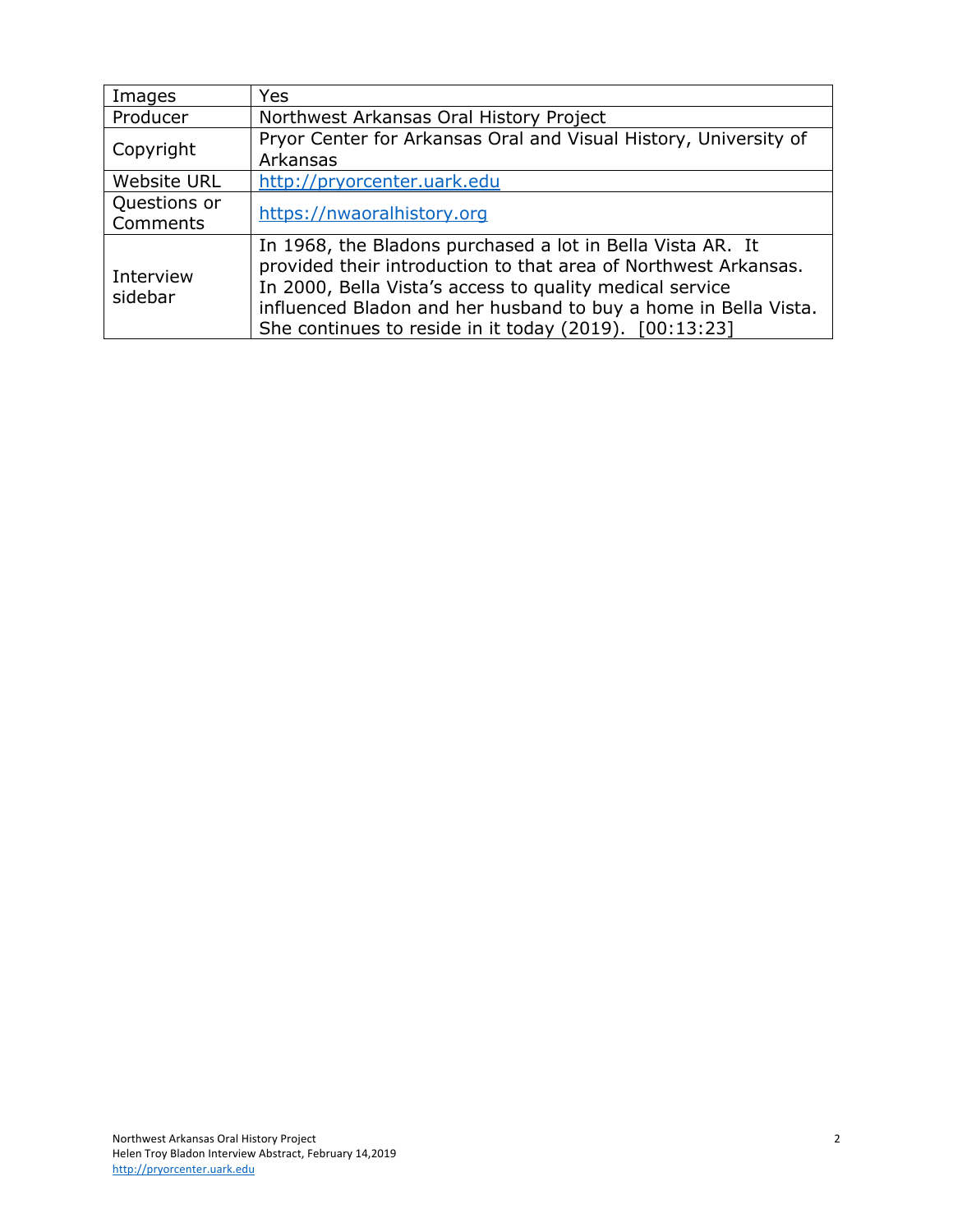| | |
|---|---|
| Images | Yes |
| Producer | Northwest Arkansas Oral History Project |
| Copyright | Pryor Center for Arkansas Oral and Visual History, University of Arkansas |
| Website URL | http://pryorcenter.uark.edu |
| Questions or Comments | https://nwaoralhistory.org |
| Interview sidebar | In 1968, the Bladons purchased a lot in Bella Vista AR. It provided their introduction to that area of Northwest Arkansas. In 2000, Bella Vista's access to quality medical service influenced Bladon and her husband to buy a home in Bella Vista. She continues to reside in it today (2019). [00:13:23] |